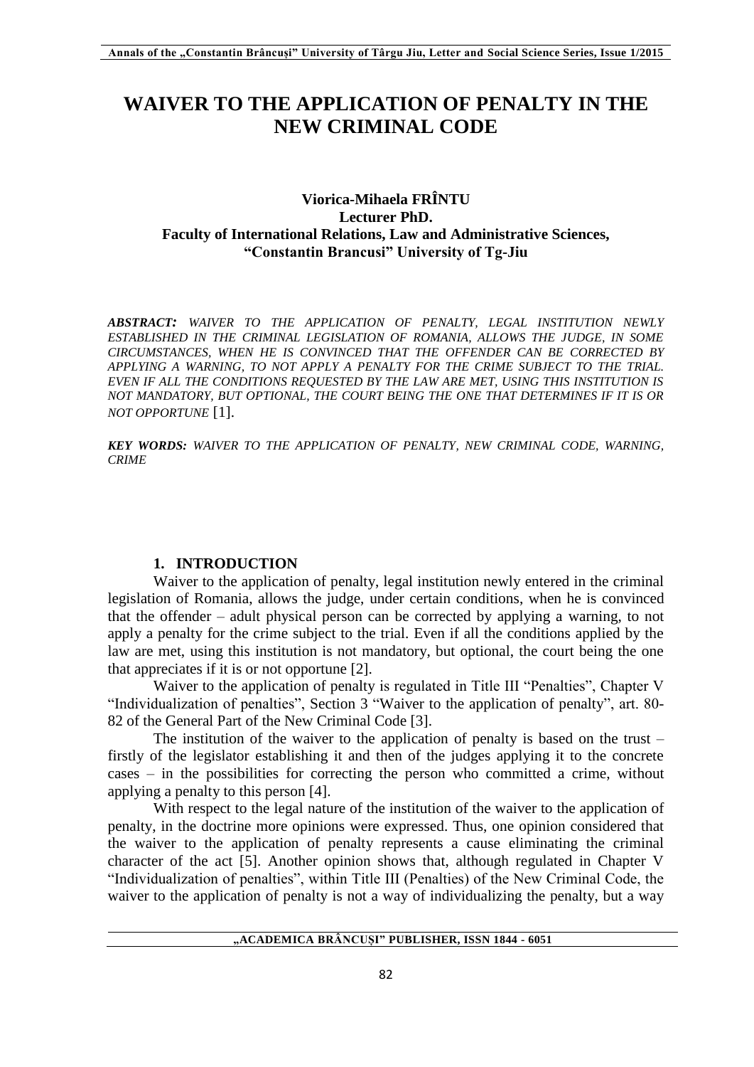# WAIVER TO THE APPLICATION OF PENALTY IN THE NEW CRIMINAL CODE

**Viorica-Mihaela FRÎNTU**
**Lecturer PhD.**
**Faculty of International Relations, Law and Administrative Sciences,**
**"Constantin Brancusi" University of Tg-Jiu**

***ABSTRACT:*** *WAIVER TO THE APPLICATION OF PENALTY, LEGAL INSTITUTION NEWLY ESTABLISHED IN THE CRIMINAL LEGISLATION OF ROMANIA, ALLOWS THE JUDGE, IN SOME CIRCUMSTANCES, WHEN HE IS CONVINCED THAT THE OFFENDER CAN BE CORRECTED BY APPLYING A WARNING, TO NOT APPLY A PENALTY FOR THE CRIME SUBJECT TO THE TRIAL. EVEN IF ALL THE CONDITIONS REQUESTED BY THE LAW ARE MET, USING THIS INSTITUTION IS NOT MANDATORY, BUT OPTIONAL, THE COURT BEING THE ONE THAT DETERMINES IF IT IS OR NOT OPPORTUNE* [1].

***KEY WORDS:*** *WAIVER TO THE APPLICATION OF PENALTY, NEW CRIMINAL CODE, WARNING, CRIME*

## 1. INTRODUCTION

Waiver to the application of penalty, legal institution newly entered in the criminal legislation of Romania, allows the judge, under certain conditions, when he is convinced that the offender – adult physical person can be corrected by applying a warning, to not apply a penalty for the crime subject to the trial. Even if all the conditions applied by the law are met, using this institution is not mandatory, but optional, the court being the one that appreciates if it is or not opportune [2].

Waiver to the application of penalty is regulated in Title III "Penalties", Chapter V "Individualization of penalties", Section 3 "Waiver to the application of penalty", art. 80-82 of the General Part of the New Criminal Code [3].

The institution of the waiver to the application of penalty is based on the trust – firstly of the legislator establishing it and then of the judges applying it to the concrete cases – in the possibilities for correcting the person who committed a crime, without applying a penalty to this person [4].

With respect to the legal nature of the institution of the waiver to the application of penalty, in the doctrine more opinions were expressed. Thus, one opinion considered that the waiver to the application of penalty represents a cause eliminating the criminal character of the act [5]. Another opinion shows that, although regulated in Chapter V "Individualization of penalties", within Title III (Penalties) of the New Criminal Code, the waiver to the application of penalty is not a way of individualizing the penalty, but a way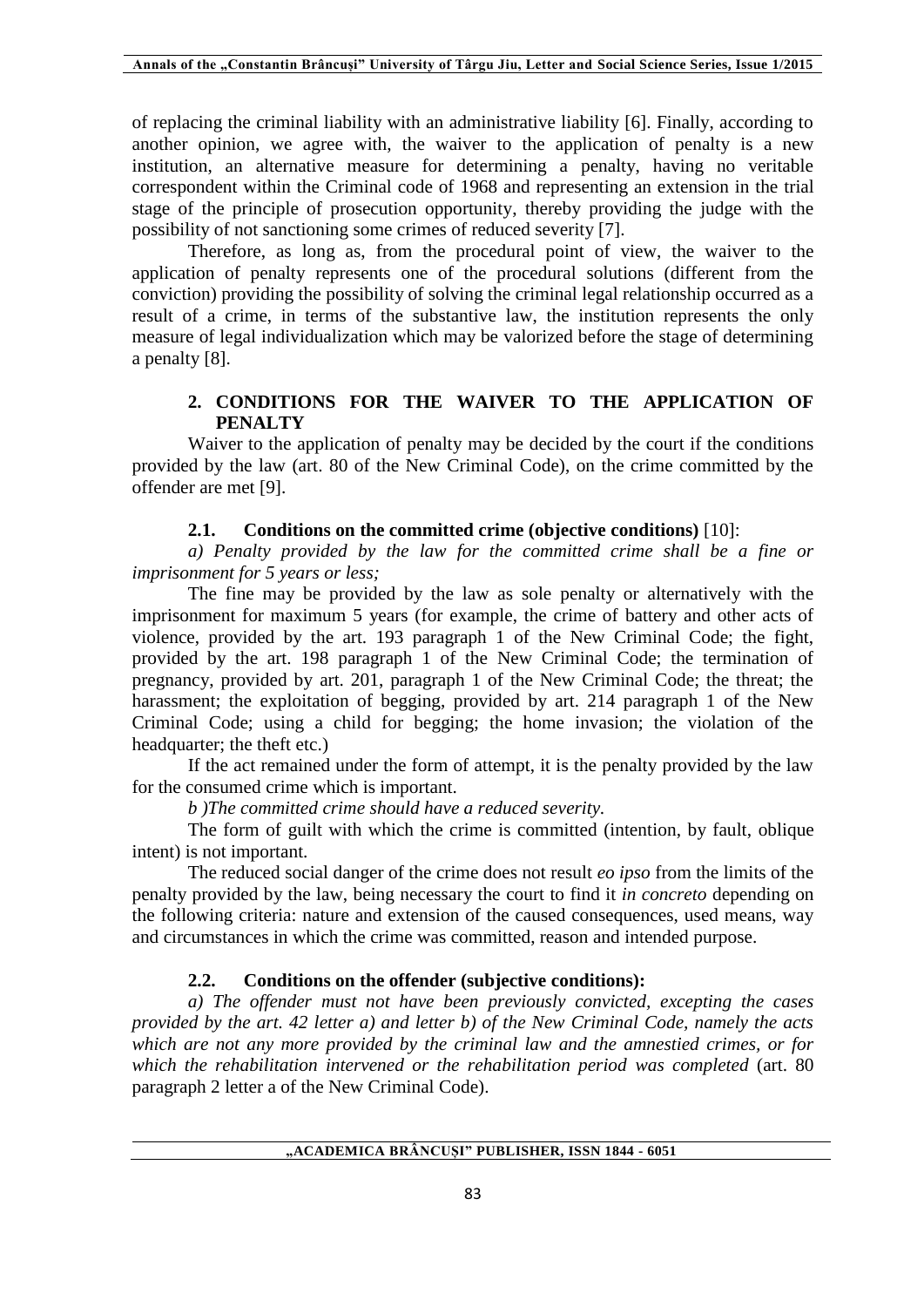of replacing the criminal liability with an administrative liability [6]. Finally, according to another opinion, we agree with, the waiver to the application of penalty is a new institution, an alternative measure for determining a penalty, having no veritable correspondent within the Criminal code of 1968 and representing an extension in the trial stage of the principle of prosecution opportunity, thereby providing the judge with the possibility of not sanctioning some crimes of reduced severity [7].

Therefore, as long as, from the procedural point of view, the waiver to the application of penalty represents one of the procedural solutions (different from the conviction) providing the possibility of solving the criminal legal relationship occurred as a result of a crime, in terms of the substantive law, the institution represents the only measure of legal individualization which may be valorized before the stage of determining a penalty [8].

## 2. CONDITIONS FOR THE WAIVER TO THE APPLICATION OF PENALTY

Waiver to the application of penalty may be decided by the court if the conditions provided by the law (art. 80 of the New Criminal Code), on the crime committed by the offender are met [9].

### 2.1. Conditions on the committed crime (objective conditions) [10]:

*a) Penalty provided by the law for the committed crime shall be a fine or imprisonment for 5 years or less;*

The fine may be provided by the law as sole penalty or alternatively with the imprisonment for maximum 5 years (for example, the crime of battery and other acts of violence, provided by the art. 193 paragraph 1 of the New Criminal Code; the fight, provided by the art. 198 paragraph 1 of the New Criminal Code; the termination of pregnancy, provided by art. 201, paragraph 1 of the New Criminal Code; the threat; the harassment; the exploitation of begging, provided by art. 214 paragraph 1 of the New Criminal Code; using a child for begging; the home invasion; the violation of the headquarter; the theft etc.)

If the act remained under the form of attempt, it is the penalty provided by the law for the consumed crime which is important.

*b )The committed crime should have a reduced severity.*

The form of guilt with which the crime is committed (intention, by fault, oblique intent) is not important.

The reduced social danger of the crime does not result *eo ipso* from the limits of the penalty provided by the law, being necessary the court to find it *in concreto* depending on the following criteria: nature and extension of the caused consequences, used means, way and circumstances in which the crime was committed, reason and intended purpose.

### 2.2. Conditions on the offender (subjective conditions):

*a) The offender must not have been previously convicted, excepting the cases provided by the art. 42 letter a) and letter b) of the New Criminal Code, namely the acts which are not any more provided by the criminal law and the amnestied crimes, or for which the rehabilitation intervened or the rehabilitation period was completed* (art. 80 paragraph 2 letter a of the New Criminal Code).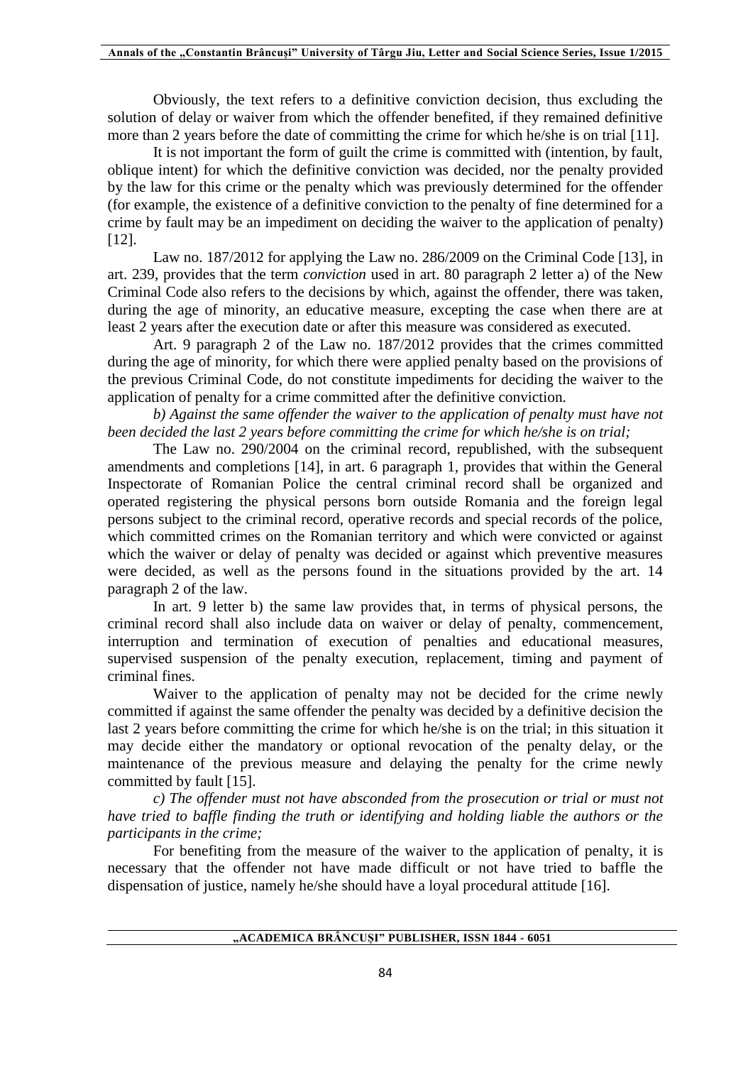Obviously, the text refers to a definitive conviction decision, thus excluding the solution of delay or waiver from which the offender benefited, if they remained definitive more than 2 years before the date of committing the crime for which he/she is on trial [11].

It is not important the form of guilt the crime is committed with (intention, by fault, oblique intent) for which the definitive conviction was decided, nor the penalty provided by the law for this crime or the penalty which was previously determined for the offender (for example, the existence of a definitive conviction to the penalty of fine determined for a crime by fault may be an impediment on deciding the waiver to the application of penalty) [12].

Law no. 187/2012 for applying the Law no. 286/2009 on the Criminal Code [13], in art. 239, provides that the term *conviction* used in art. 80 paragraph 2 letter a) of the New Criminal Code also refers to the decisions by which, against the offender, there was taken, during the age of minority, an educative measure, excepting the case when there are at least 2 years after the execution date or after this measure was considered as executed.

Art. 9 paragraph 2 of the Law no. 187/2012 provides that the crimes committed during the age of minority, for which there were applied penalty based on the provisions of the previous Criminal Code, do not constitute impediments for deciding the waiver to the application of penalty for a crime committed after the definitive conviction.

*b) Against the same offender the waiver to the application of penalty must have not been decided the last 2 years before committing the crime for which he/she is on trial;*

The Law no. 290/2004 on the criminal record, republished, with the subsequent amendments and completions [14], in art. 6 paragraph 1, provides that within the General Inspectorate of Romanian Police the central criminal record shall be organized and operated registering the physical persons born outside Romania and the foreign legal persons subject to the criminal record, operative records and special records of the police, which committed crimes on the Romanian territory and which were convicted or against which the waiver or delay of penalty was decided or against which preventive measures were decided, as well as the persons found in the situations provided by the art. 14 paragraph 2 of the law.

In art. 9 letter b) the same law provides that, in terms of physical persons, the criminal record shall also include data on waiver or delay of penalty, commencement, interruption and termination of execution of penalties and educational measures, supervised suspension of the penalty execution, replacement, timing and payment of criminal fines.

Waiver to the application of penalty may not be decided for the crime newly committed if against the same offender the penalty was decided by a definitive decision the last 2 years before committing the crime for which he/she is on the trial; in this situation it may decide either the mandatory or optional revocation of the penalty delay, or the maintenance of the previous measure and delaying the penalty for the crime newly committed by fault [15].

*c) The offender must not have absconded from the prosecution or trial or must not have tried to baffle finding the truth or identifying and holding liable the authors or the participants in the crime;*

For benefiting from the measure of the waiver to the application of penalty, it is necessary that the offender not have made difficult or not have tried to baffle the dispensation of justice, namely he/she should have a loyal procedural attitude [16].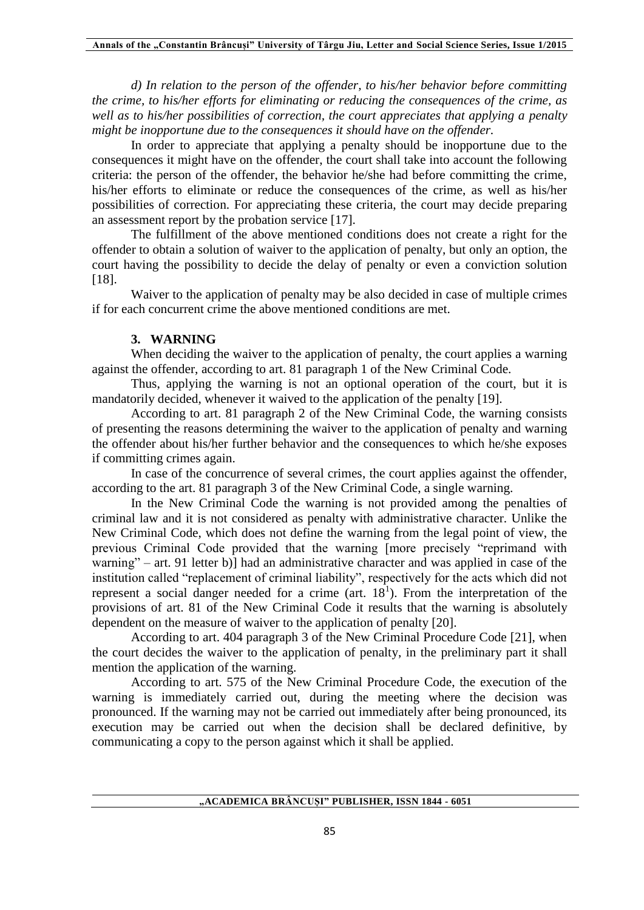*d) In relation to the person of the offender, to his/her behavior before committing the crime, to his/her efforts for eliminating or reducing the consequences of the crime, as well as to his/her possibilities of correction, the court appreciates that applying a penalty might be inopportune due to the consequences it should have on the offender*.

In order to appreciate that applying a penalty should be inopportune due to the consequences it might have on the offender, the court shall take into account the following criteria: the person of the offender, the behavior he/she had before committing the crime, his/her efforts to eliminate or reduce the consequences of the crime, as well as his/her possibilities of correction. For appreciating these criteria, the court may decide preparing an assessment report by the probation service [17].

The fulfillment of the above mentioned conditions does not create a right for the offender to obtain a solution of waiver to the application of penalty, but only an option, the court having the possibility to decide the delay of penalty or even a conviction solution [18].

Waiver to the application of penalty may be also decided in case of multiple crimes if for each concurrent crime the above mentioned conditions are met.

## 3. WARNING

When deciding the waiver to the application of penalty, the court applies a warning against the offender, according to art. 81 paragraph 1 of the New Criminal Code.

Thus, applying the warning is not an optional operation of the court, but it is mandatorily decided, whenever it waived to the application of the penalty [19].

According to art. 81 paragraph 2 of the New Criminal Code, the warning consists of presenting the reasons determining the waiver to the application of penalty and warning the offender about his/her further behavior and the consequences to which he/she exposes if committing crimes again.

In case of the concurrence of several crimes, the court applies against the offender, according to the art. 81 paragraph 3 of the New Criminal Code, a single warning.

In the New Criminal Code the warning is not provided among the penalties of criminal law and it is not considered as penalty with administrative character. Unlike the New Criminal Code, which does not define the warning from the legal point of view, the previous Criminal Code provided that the warning [more precisely "reprimand with warning" – art. 91 letter b)] had an administrative character and was applied in case of the institution called "replacement of criminal liability", respectively for the acts which did not represent a social danger needed for a crime (art. $18^1$). From the interpretation of the provisions of art. 81 of the New Criminal Code it results that the warning is absolutely dependent on the measure of waiver to the application of penalty [20].

According to art. 404 paragraph 3 of the New Criminal Procedure Code [21], when the court decides the waiver to the application of penalty, in the preliminary part it shall mention the application of the warning.

According to art. 575 of the New Criminal Procedure Code, the execution of the warning is immediately carried out, during the meeting where the decision was pronounced. If the warning may not be carried out immediately after being pronounced, its execution may be carried out when the decision shall be declared definitive, by communicating a copy to the person against which it shall be applied.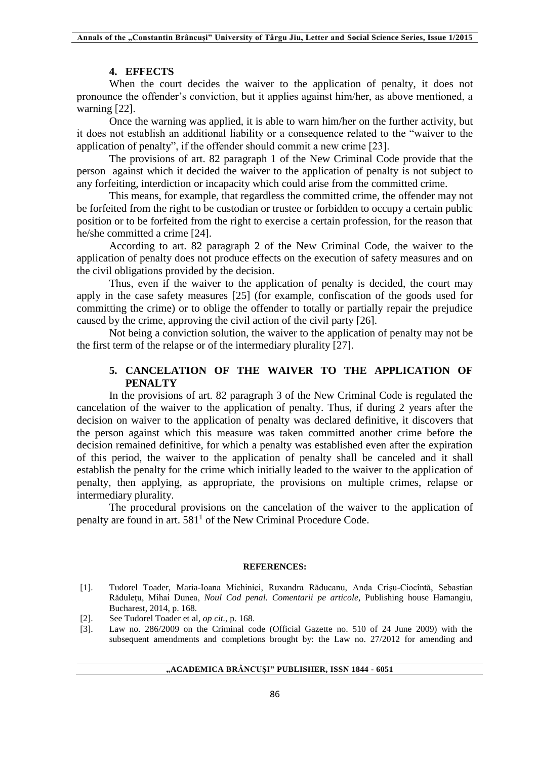## 4. EFFECTS

When the court decides the waiver to the application of penalty, it does not pronounce the offender's conviction, but it applies against him/her, as above mentioned, a warning [22].

Once the warning was applied, it is able to warn him/her on the further activity, but it does not establish an additional liability or a consequence related to the "waiver to the application of penalty", if the offender should commit a new crime [23].

The provisions of art. 82 paragraph 1 of the New Criminal Code provide that the person against which it decided the waiver to the application of penalty is not subject to any forfeiting, interdiction or incapacity which could arise from the committed crime.

This means, for example, that regardless the committed crime, the offender may not be forfeited from the right to be custodian or trustee or forbidden to occupy a certain public position or to be forfeited from the right to exercise a certain profession, for the reason that he/she committed a crime [24].

According to art. 82 paragraph 2 of the New Criminal Code, the waiver to the application of penalty does not produce effects on the execution of safety measures and on the civil obligations provided by the decision.

Thus, even if the waiver to the application of penalty is decided, the court may apply in the case safety measures [25] (for example, confiscation of the goods used for committing the crime) or to oblige the offender to totally or partially repair the prejudice caused by the crime, approving the civil action of the civil party [26].

Not being a conviction solution, the waiver to the application of penalty may not be the first term of the relapse or of the intermediary plurality [27].

## 5. CANCELATION OF THE WAIVER TO THE APPLICATION OF PENALTY

In the provisions of art. 82 paragraph 3 of the New Criminal Code is regulated the cancelation of the waiver to the application of penalty. Thus, if during 2 years after the decision on waiver to the application of penalty was declared definitive, it discovers that the person against which this measure was taken committed another crime before the decision remained definitive, for which a penalty was established even after the expiration of this period, the waiver to the application of penalty shall be canceled and it shall establish the penalty for the crime which initially leaded to the waiver to the application of penalty, then applying, as appropriate, the provisions on multiple crimes, relapse or intermediary plurality.

The procedural provisions on the cancelation of the waiver to the application of penalty are found in art. 581[1] of the New Criminal Procedure Code.

**REFERENCES:**

[1]. Tudorel Toader, Maria-Ioana Michinici, Ruxandra Răducanu, Anda Crişu-Ciocîntă, Sebastian Răduleţu, Mihai Dunea, *Noul Cod penal. Comentarii pe articole*, Publishing house Hamangiu, Bucharest, 2014, p. 168.

[2]. See Tudorel Toader et al, *op cit.*, p. 168.

[3]. Law no. 286/2009 on the Criminal code (Official Gazette no. 510 of 24 June 2009) with the subsequent amendments and completions brought by: the Law no. 27/2012 for amending and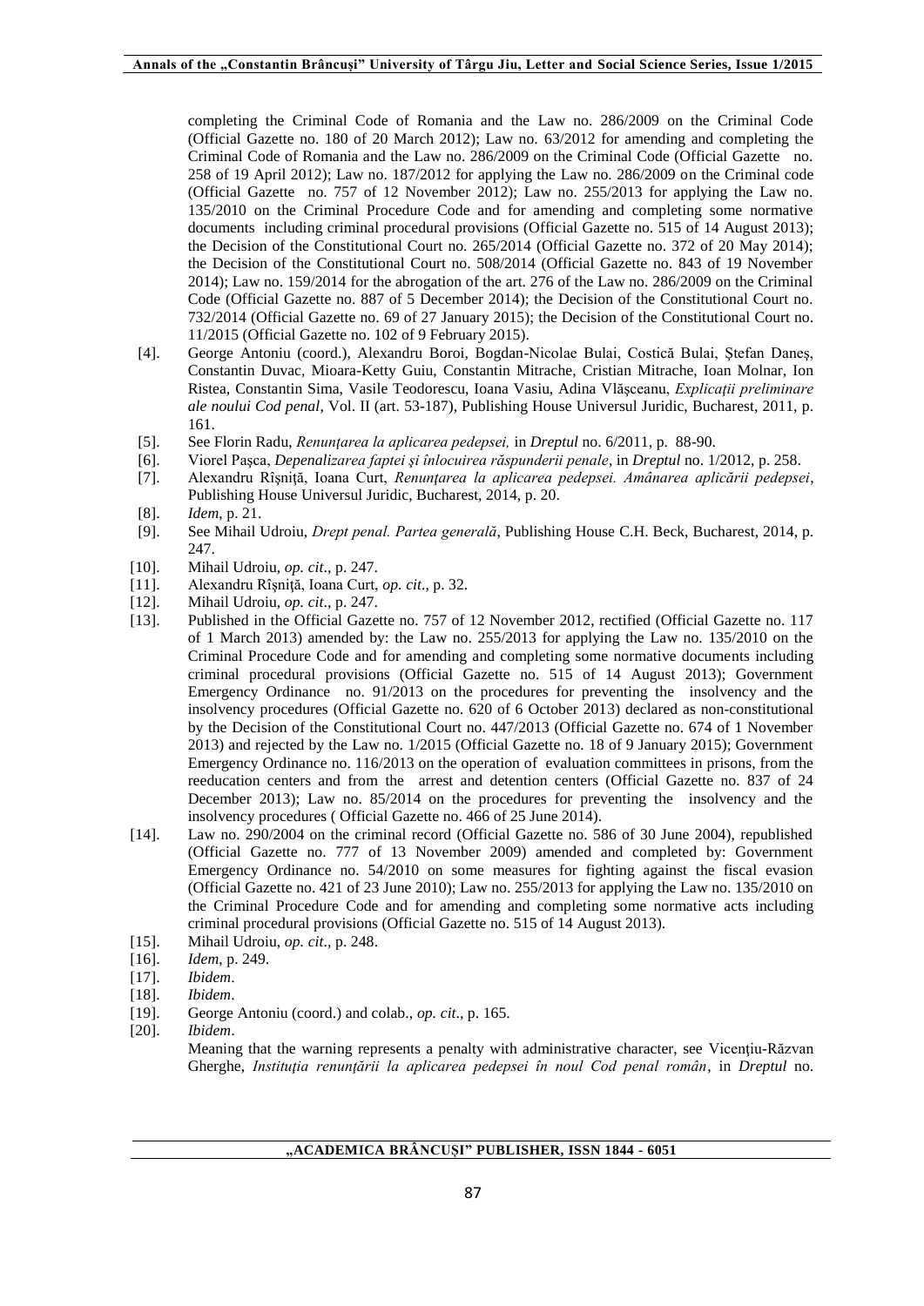completing the Criminal Code of Romania and the Law no. 286/2009 on the Criminal Code (Official Gazette no. 180 of 20 March 2012); Law no. 63/2012 for amending and completing the Criminal Code of Romania and the Law no. 286/2009 on the Criminal Code (Official Gazette no. 258 of 19 April 2012); Law no. 187/2012 for applying the Law no. 286/2009 on the Criminal code (Official Gazette no. 757 of 12 November 2012); Law no. 255/2013 for applying the Law no. 135/2010 on the Criminal Procedure Code and for amending and completing some normative documents including criminal procedural provisions (Official Gazette no. 515 of 14 August 2013); the Decision of the Constitutional Court no. 265/2014 (Official Gazette no. 372 of 20 May 2014); the Decision of the Constitutional Court no. 508/2014 (Official Gazette no. 843 of 19 November 2014); Law no. 159/2014 for the abrogation of the art. 276 of the Law no. 286/2009 on the Criminal Code (Official Gazette no. 887 of 5 December 2014); the Decision of the Constitutional Court no. 732/2014 (Official Gazette no. 69 of 27 January 2015); the Decision of the Constitutional Court no. 11/2015 (Official Gazette no. 102 of 9 February 2015).

[4]. George Antoniu (coord.), Alexandru Boroi, Bogdan-Nicolae Bulai, Costică Bulai, Ştefan Daneş, Constantin Duvac, Mioara-Ketty Guiu, Constantin Mitrache, Cristian Mitrache, Ioan Molnar, Ion Ristea, Constantin Sima, Vasile Teodorescu, Ioana Vasiu, Adina Vlăşceanu, *Explicaţii preliminare ale noului Cod penal*, Vol. II (art. 53-187), Publishing House Universul Juridic, Bucharest, 2011, p. 161.

[5]. See Florin Radu, *Renunţarea la aplicarea pedepsei,* in *Dreptul* no. 6/2011, p. 88-90.

[6]. Viorel Paşca, *Depenalizarea faptei şi înlocuirea răspunderii penale*, in *Dreptul* no. 1/2012, p. 258.

[7]. Alexandru Rîşniţă, Ioana Curt, *Renunţarea la aplicarea pedepsei. Amânarea aplicării pedepsei*, Publishing House Universul Juridic, Bucharest, 2014, p. 20.

[8]. *Idem,* p. 21.

[9]. See Mihail Udroiu, *Drept penal. Partea generală*, Publishing House C.H. Beck, Bucharest, 2014, p. 247.

[10]. Mihail Udroiu, *op. cit*., p. 247.

[11]. Alexandru Rîşniţă, Ioana Curt, *op. cit*., p. 32.

[12]. Mihail Udroiu, *op. cit*., p. 247.

[13]. Published in the Official Gazette no. 757 of 12 November 2012, rectified (Official Gazette no. 117 of 1 March 2013) amended by: the Law no. 255/2013 for applying the Law no. 135/2010 on the Criminal Procedure Code and for amending and completing some normative documents including criminal procedural provisions (Official Gazette no. 515 of 14 August 2013); Government Emergency Ordinance no. 91/2013 on the procedures for preventing the insolvency and the insolvency procedures (Official Gazette no. 620 of 6 October 2013) declared as non-constitutional by the Decision of the Constitutional Court no. 447/2013 (Official Gazette no. 674 of 1 November 2013) and rejected by the Law no. 1/2015 (Official Gazette no. 18 of 9 January 2015); Government Emergency Ordinance no. 116/2013 on the operation of evaluation committees in prisons, from the reeducation centers and from the arrest and detention centers (Official Gazette no. 837 of 24 December 2013); Law no. 85/2014 on the procedures for preventing the insolvency and the insolvency procedures ( Official Gazette no. 466 of 25 June 2014).

[14]. Law no. 290/2004 on the criminal record (Official Gazette no. 586 of 30 June 2004), republished (Official Gazette no. 777 of 13 November 2009) amended and completed by: Government Emergency Ordinance no. 54/2010 on some measures for fighting against the fiscal evasion (Official Gazette no. 421 of 23 June 2010); Law no. 255/2013 for applying the Law no. 135/2010 on the Criminal Procedure Code and for amending and completing some normative acts including criminal procedural provisions (Official Gazette no. 515 of 14 August 2013).

[15]. Mihail Udroiu, *op. cit*., p. 248.

[16]. *Idem*, p. 249.

[17]. *Ibidem*.

[18]. *Ibidem*.

[19]. George Antoniu (coord.) and colab., *op. cit*., p. 165.

[20]. *Ibidem*.

Meaning that the warning represents a penalty with administrative character, see Vicenţiu-Răzvan Gherghe, *Instituţia renunţării la aplicarea pedepsei în noul Cod penal român*, in *Dreptul* no.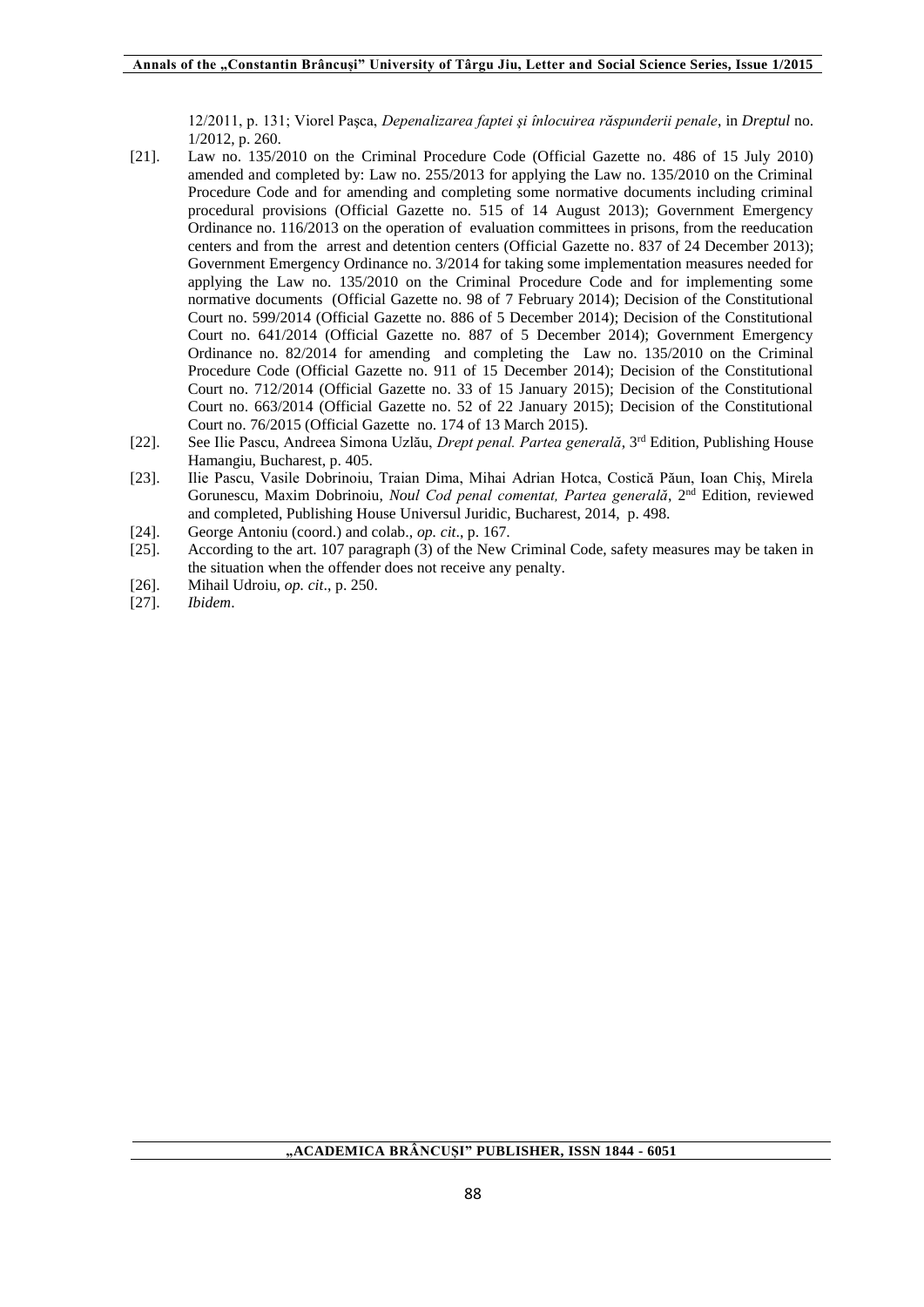12/2011, p. 131; Viorel Paşca, *Depenalizarea faptei şi înlocuirea răspunderii penale*, in *Dreptul* no. 1/2012, p. 260.

[21]. Law no. 135/2010 on the Criminal Procedure Code (Official Gazette no. 486 of 15 July 2010) amended and completed by: Law no. 255/2013 for applying the Law no. 135/2010 on the Criminal Procedure Code and for amending and completing some normative documents including criminal procedural provisions (Official Gazette no. 515 of 14 August 2013); Government Emergency Ordinance no. 116/2013 on the operation of evaluation committees in prisons, from the reeducation centers and from the arrest and detention centers (Official Gazette no. 837 of 24 December 2013); Government Emergency Ordinance no. 3/2014 for taking some implementation measures needed for applying the Law no. 135/2010 on the Criminal Procedure Code and for implementing some normative documents (Official Gazette no. 98 of 7 February 2014); Decision of the Constitutional Court no. 599/2014 (Official Gazette no. 886 of 5 December 2014); Decision of the Constitutional Court no. 641/2014 (Official Gazette no. 887 of 5 December 2014); Government Emergency Ordinance no. 82/2014 for amending and completing the Law no. 135/2010 on the Criminal Procedure Code (Official Gazette no. 911 of 15 December 2014); Decision of the Constitutional Court no. 712/2014 (Official Gazette no. 33 of 15 January 2015); Decision of the Constitutional Court no. 663/2014 (Official Gazette no. 52 of 22 January 2015); Decision of the Constitutional Court no. 76/2015 (Official Gazette no. 174 of 13 March 2015).

[22]. See Ilie Pascu, Andreea Simona Uzlău, *Drept penal. Partea generală*, 3rd Edition, Publishing House Hamangiu, Bucharest, p. 405.

[23]. Ilie Pascu, Vasile Dobrinoiu, Traian Dima, Mihai Adrian Hotca, Costică Păun, Ioan Chiş, Mirela Gorunescu, Maxim Dobrinoiu, *Noul Cod penal comentat, Partea generală*, 2nd Edition, reviewed and completed, Publishing House Universul Juridic, Bucharest, 2014, p. 498.

[24]. George Antoniu (coord.) and colab., *op. cit*., p. 167.

[25]. According to the art. 107 paragraph (3) of the New Criminal Code, safety measures may be taken in the situation when the offender does not receive any penalty.

[26]. Mihail Udroiu, *op. cit*., p. 250.

[27]. *Ibidem*.